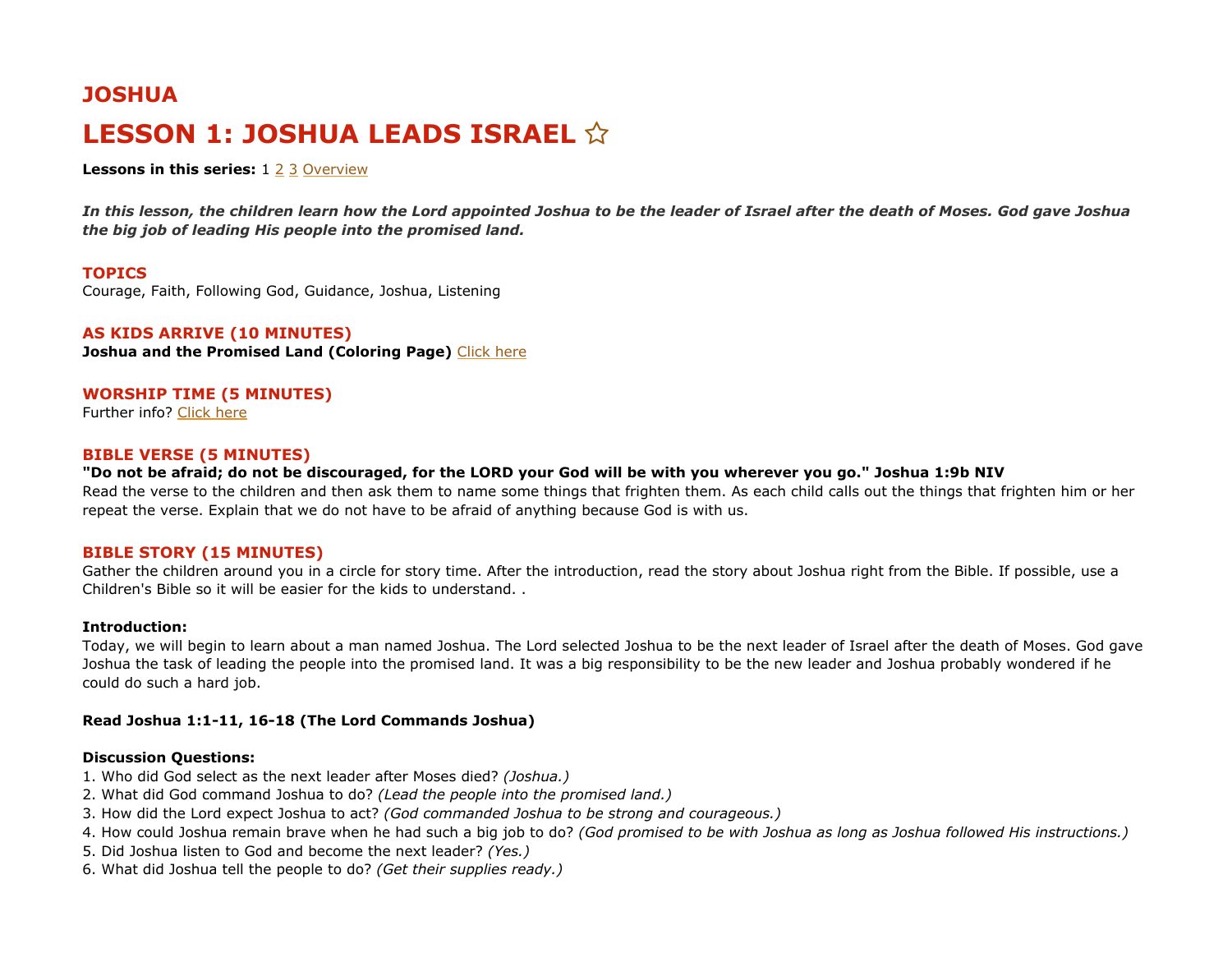# JOSHUA

# LESSON 1: JOSHUA LEADS ISRAEL ☆

**Lessons in this series:** 1 2 3 Overview

***In this lesson, the children learn how the Lord appointed Joshua to be the leader of Israel after the death of Moses. God gave Joshua the big job of leading His people into the promised land.***

## TOPICS

Courage, Faith, Following God, Guidance, Joshua, Listening

## AS KIDS ARRIVE (10 MINUTES)

**Joshua and the Promised Land (Coloring Page)** Click here

## WORSHIP TIME (5 MINUTES)

Further info? Click here

## BIBLE VERSE (5 MINUTES)

**"Do not be afraid; do not be discouraged, for the LORD your God will be with you wherever you go." Joshua 1:9b NIV**

Read the verse to the children and then ask them to name some things that frighten them. As each child calls out the things that frighten him or her repeat the verse. Explain that we do not have to be afraid of anything because God is with us.

## BIBLE STORY (15 MINUTES)

Gather the children around you in a circle for story time. After the introduction, read the story about Joshua right from the Bible. If possible, use a Children's Bible so it will be easier for the kids to understand. .

**Introduction:**

Today, we will begin to learn about a man named Joshua. The Lord selected Joshua to be the next leader of Israel after the death of Moses. God gave Joshua the task of leading the people into the promised land. It was a big responsibility to be the new leader and Joshua probably wondered if he could do such a hard job.

**Read Joshua 1:1-11, 16-18 (The Lord Commands Joshua)**

**Discussion Questions:**

1. Who did God select as the next leader after Moses died? *(Joshua.)*
2. What did God command Joshua to do? *(Lead the people into the promised land.)*
3. How did the Lord expect Joshua to act? *(God commanded Joshua to be strong and courageous.)*
4. How could Joshua remain brave when he had such a big job to do? *(God promised to be with Joshua as long as Joshua followed His instructions.)*
5. Did Joshua listen to God and become the next leader? *(Yes.)*
6. What did Joshua tell the people to do? *(Get their supplies ready.)*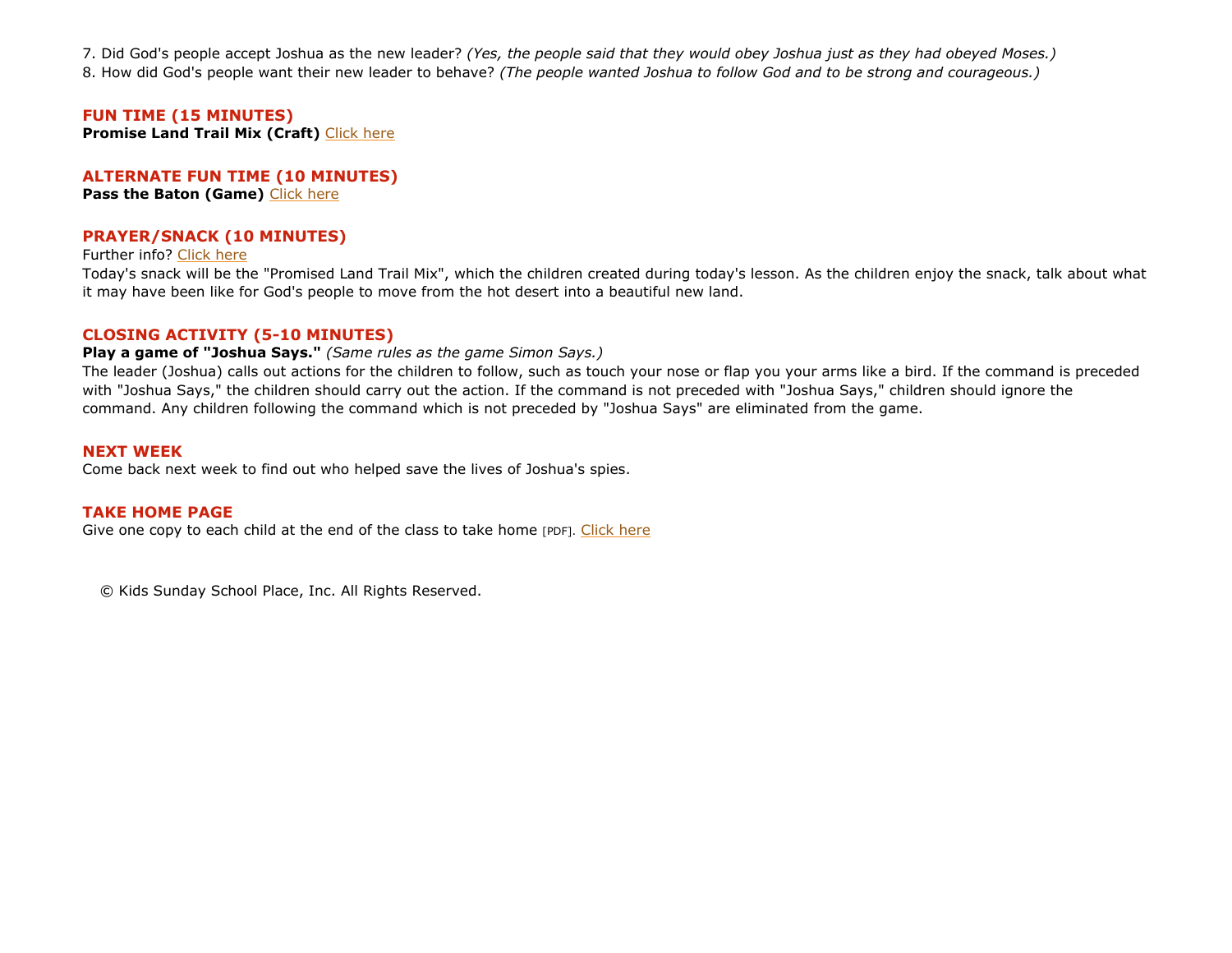7. Did God's people accept Joshua as the new leader? *(Yes, the people said that they would obey Joshua just as they had obeyed Moses.)*
8. How did God's people want their new leader to behave? *(The people wanted Joshua to follow God and to be strong and courageous.)*

## FUN TIME (15 MINUTES)

**Promise Land Trail Mix (Craft)** Click here

## ALTERNATE FUN TIME (10 MINUTES)

**Pass the Baton (Game)** Click here

## PRAYER/SNACK (10 MINUTES)

Further info? Click here
Today's snack will be the "Promised Land Trail Mix", which the children created during today's lesson. As the children enjoy the snack, talk about what it may have been like for God's people to move from the hot desert into a beautiful new land.

## CLOSING ACTIVITY (5-10 MINUTES)

**Play a game of "Joshua Says."** *(Same rules as the game Simon Says.)*
The leader (Joshua) calls out actions for the children to follow, such as touch your nose or flap you your arms like a bird. If the command is preceded with "Joshua Says," the children should carry out the action. If the command is not preceded with "Joshua Says," children should ignore the command. Any children following the command which is not preceded by "Joshua Says" are eliminated from the game.

## NEXT WEEK

Come back next week to find out who helped save the lives of Joshua's spies.

## TAKE HOME PAGE

Give one copy to each child at the end of the class to take home [PDF]. Click here

© Kids Sunday School Place, Inc. All Rights Reserved.